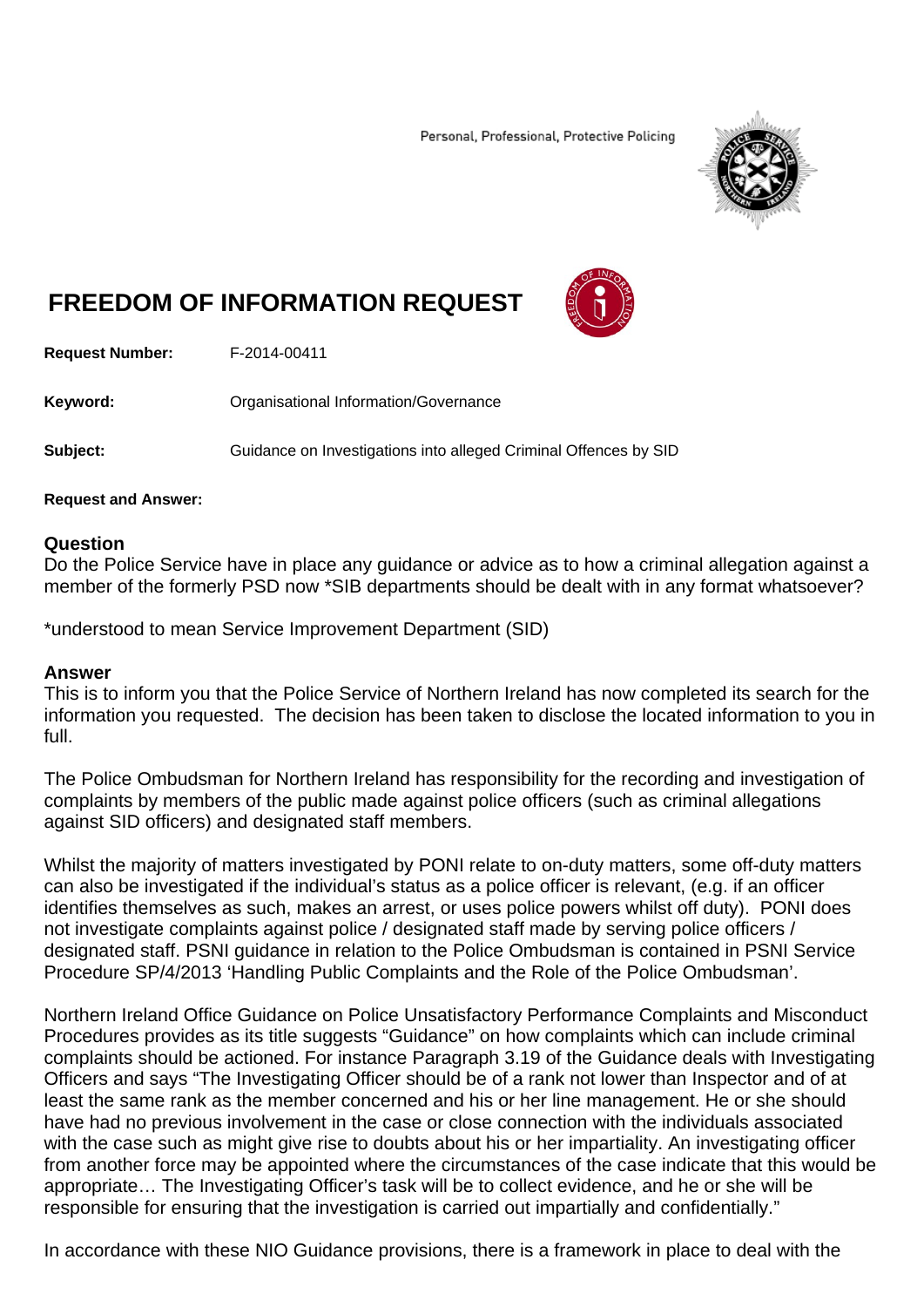Personal, Professional, Protective Policing

# FREEDOM OF INFORMATION REQUEST

**Request Number:** F-2014-00411

**Keyword:** Organisational Information/Governance

**Subject:** Guidance on Investigations into alleged Criminal Offences by SID

**Request and Answer:**

## Question

Do the Police Service have in place any guidance or advice as to how a criminal allegation against a member of the formerly PSD now *SIB departments should be dealt with in any format whatsoever?

*understood to mean Service Improvement Department (SID)

## Answer

This is to inform you that the Police Service of Northern Ireland has now completed its search for the information you requested. The decision has been taken to disclose the located information to you in full.

The Police Ombudsman for Northern Ireland has responsibility for the recording and investigation of complaints by members of the public made against police officers (such as criminal allegations against SID officers) and designated staff members.

Whilst the majority of matters investigated by PONI relate to on-duty matters, some off-duty matters can also be investigated if the individual's status as a police officer is relevant, (e.g. if an officer identifies themselves as such, makes an arrest, or uses police powers whilst off duty). PONI does not investigate complaints against police / designated staff made by serving police officers / designated staff. PSNI guidance in relation to the Police Ombudsman is contained in PSNI Service Procedure SP/4/2013 'Handling Public Complaints and the Role of the Police Ombudsman'.

Northern Ireland Office Guidance on Police Unsatisfactory Performance Complaints and Misconduct Procedures provides as its title suggests "Guidance" on how complaints which can include criminal complaints should be actioned. For instance Paragraph 3.19 of the Guidance deals with Investigating Officers and says "The Investigating Officer should be of a rank not lower than Inspector and of at least the same rank as the member concerned and his or her line management. He or she should have had no previous involvement in the case or close connection with the individuals associated with the case such as might give rise to doubts about his or her impartiality. An investigating officer from another force may be appointed where the circumstances of the case indicate that this would be appropriate… The Investigating Officer's task will be to collect evidence, and he or she will be responsible for ensuring that the investigation is carried out impartially and confidentially."

In accordance with these NIO Guidance provisions, there is a framework in place to deal with the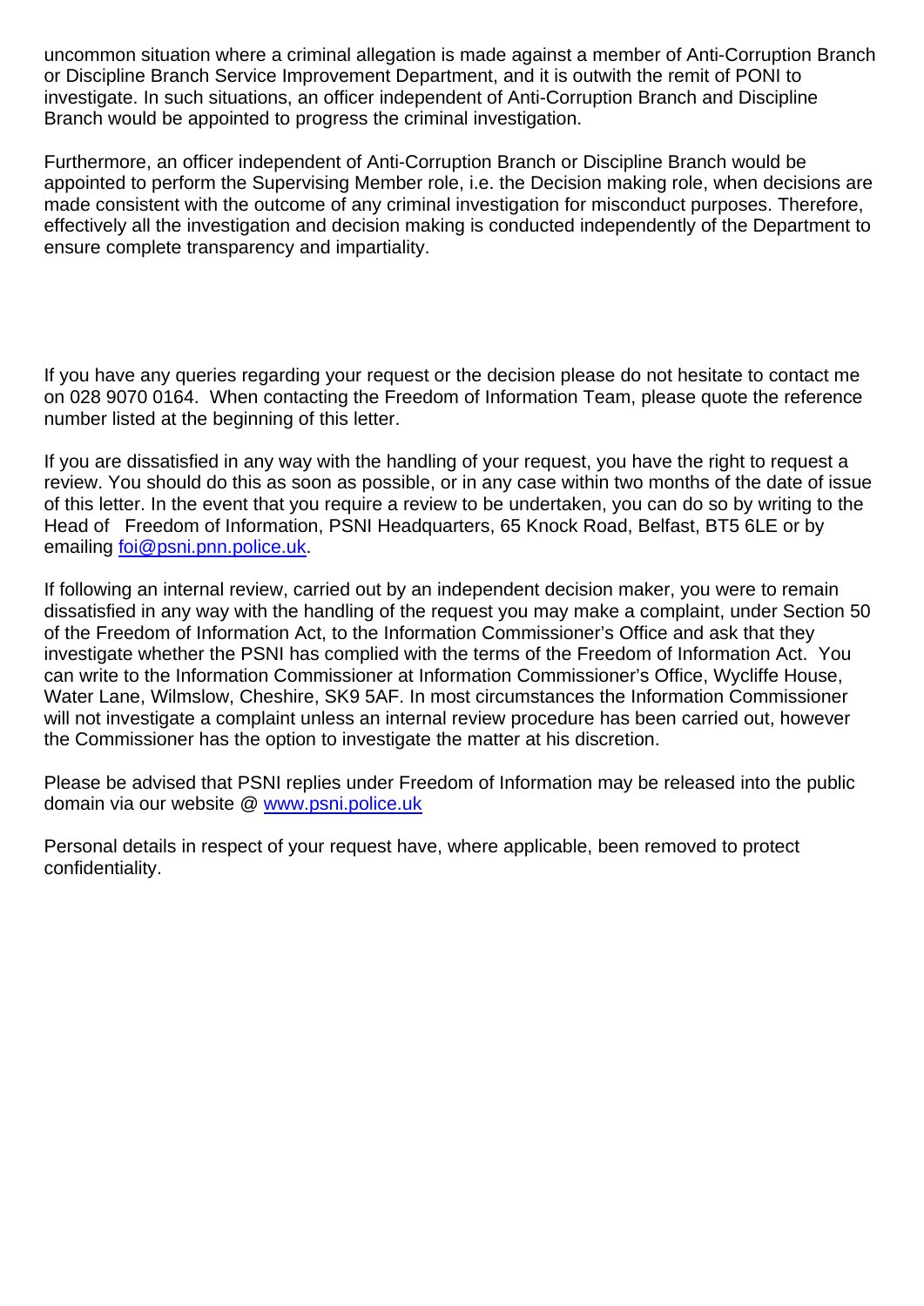uncommon situation where a criminal allegation is made against a member of Anti-Corruption Branch or Discipline Branch Service Improvement Department, and it is outwith the remit of PONI to investigate. In such situations, an officer independent of Anti-Corruption Branch and Discipline Branch would be appointed to progress the criminal investigation.

Furthermore, an officer independent of Anti-Corruption Branch or Discipline Branch would be appointed to perform the Supervising Member role, i.e. the Decision making role, when decisions are made consistent with the outcome of any criminal investigation for misconduct purposes. Therefore, effectively all the investigation and decision making is conducted independently of the Department to ensure complete transparency and impartiality.

If you have any queries regarding your request or the decision please do not hesitate to contact me on 028 9070 0164. When contacting the Freedom of Information Team, please quote the reference number listed at the beginning of this letter.

If you are dissatisfied in any way with the handling of your request, you have the right to request a review. You should do this as soon as possible, or in any case within two months of the date of issue of this letter. In the event that you require a review to be undertaken, you can do so by writing to the Head of Freedom of Information, PSNI Headquarters, 65 Knock Road, Belfast, BT5 6LE or by emailing [foi@psni.pnn.police.uk](mailto:foi@psni.pnn.police.uk).

If following an internal review, carried out by an independent decision maker, you were to remain dissatisfied in any way with the handling of the request you may make a complaint, under Section 50 of the Freedom of Information Act, to the Information Commissioner's Office and ask that they investigate whether the PSNI has complied with the terms of the Freedom of Information Act. You can write to the Information Commissioner at Information Commissioner's Office, Wycliffe House, Water Lane, Wilmslow, Cheshire, SK9 5AF. In most circumstances the Information Commissioner will not investigate a complaint unless an internal review procedure has been carried out, however the Commissioner has the option to investigate the matter at his discretion.

Please be advised that PSNI replies under Freedom of Information may be released into the public domain via our website @ [www.psni.police.uk](http://www.psni.police.uk)

Personal details in respect of your request have, where applicable, been removed to protect confidentiality.